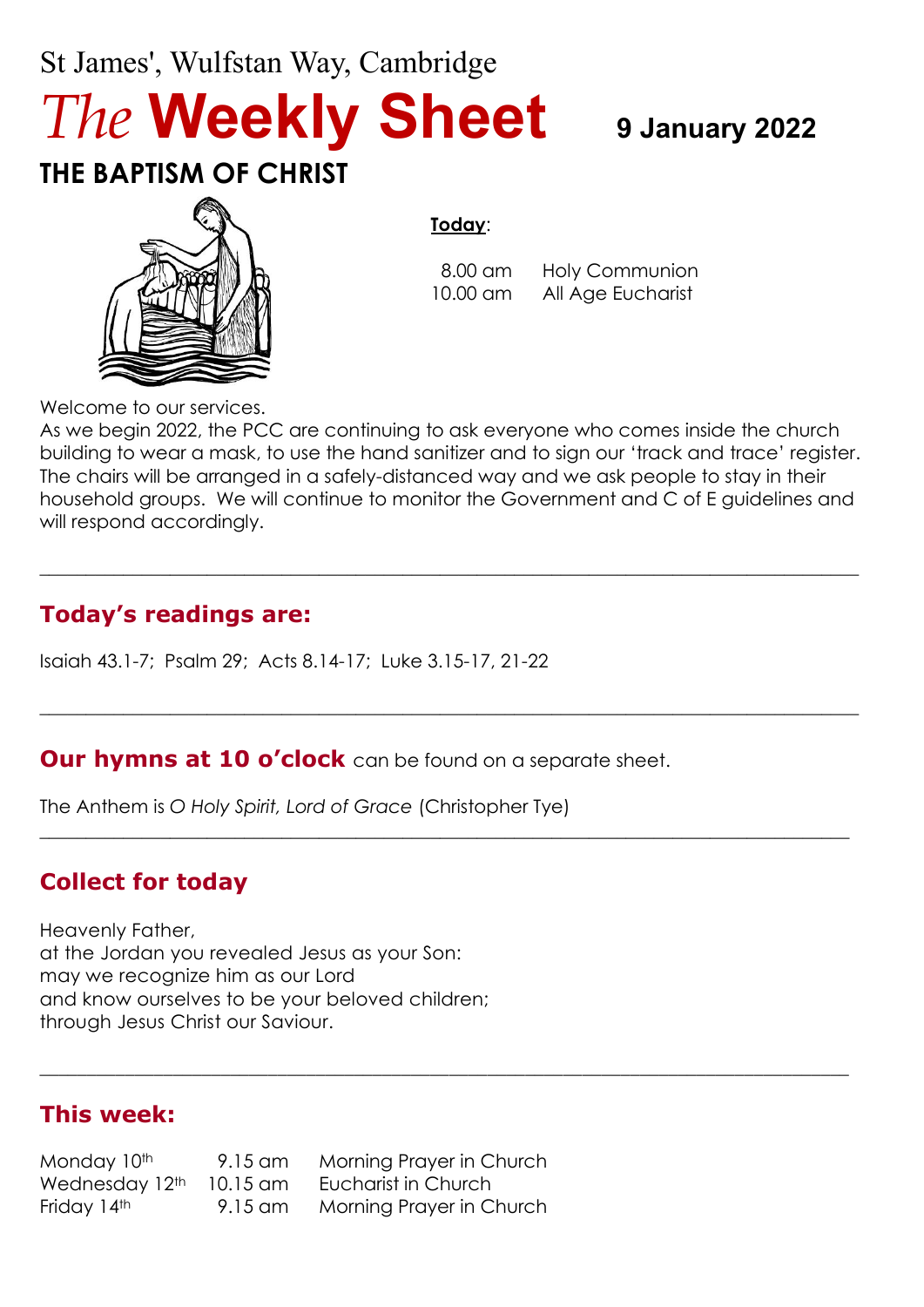St James', Wulfstan Way, Cambridge

# *The* **Weekly Sheet** **9 January 2022**

## THE BAPTISM OF CHRIST

**Today**:

| | |
|---|---|
| 8.00 am | Holy Communion |
| 10.00 am | All Age Eucharist |

Welcome to our services.

As we begin 2022, the PCC are continuing to ask everyone who comes inside the church building to wear a mask, to use the hand sanitizer and to sign our 'track and trace' register. The chairs will be arranged in a safely-distanced way and we ask people to stay in their household groups. We will continue to monitor the Government and C of E guidelines and will respond accordingly.

---

## Today's readings are:

Isaiah 43.1-7; Psalm 29; Acts 8.14-17; Luke 3.15-17, 21-22

---

**Our hymns at 10 o'clock** can be found on a separate sheet.

The Anthem is *O Holy Spirit, Lord of Grace* (Christopher Tye)

---

## Collect for today

Heavenly Father,
at the Jordan you revealed Jesus as your Son:
may we recognize him as our Lord
and know ourselves to be your beloved children;
through Jesus Christ our Saviour.

---

## This week:

| | | |
|---|---|---|
| Monday 10th | 9.15 am | Morning Prayer in Church |
| Wednesday 12th | 10.15 am | Eucharist in Church |
| Friday 14th | 9.15 am | Morning Prayer in Church |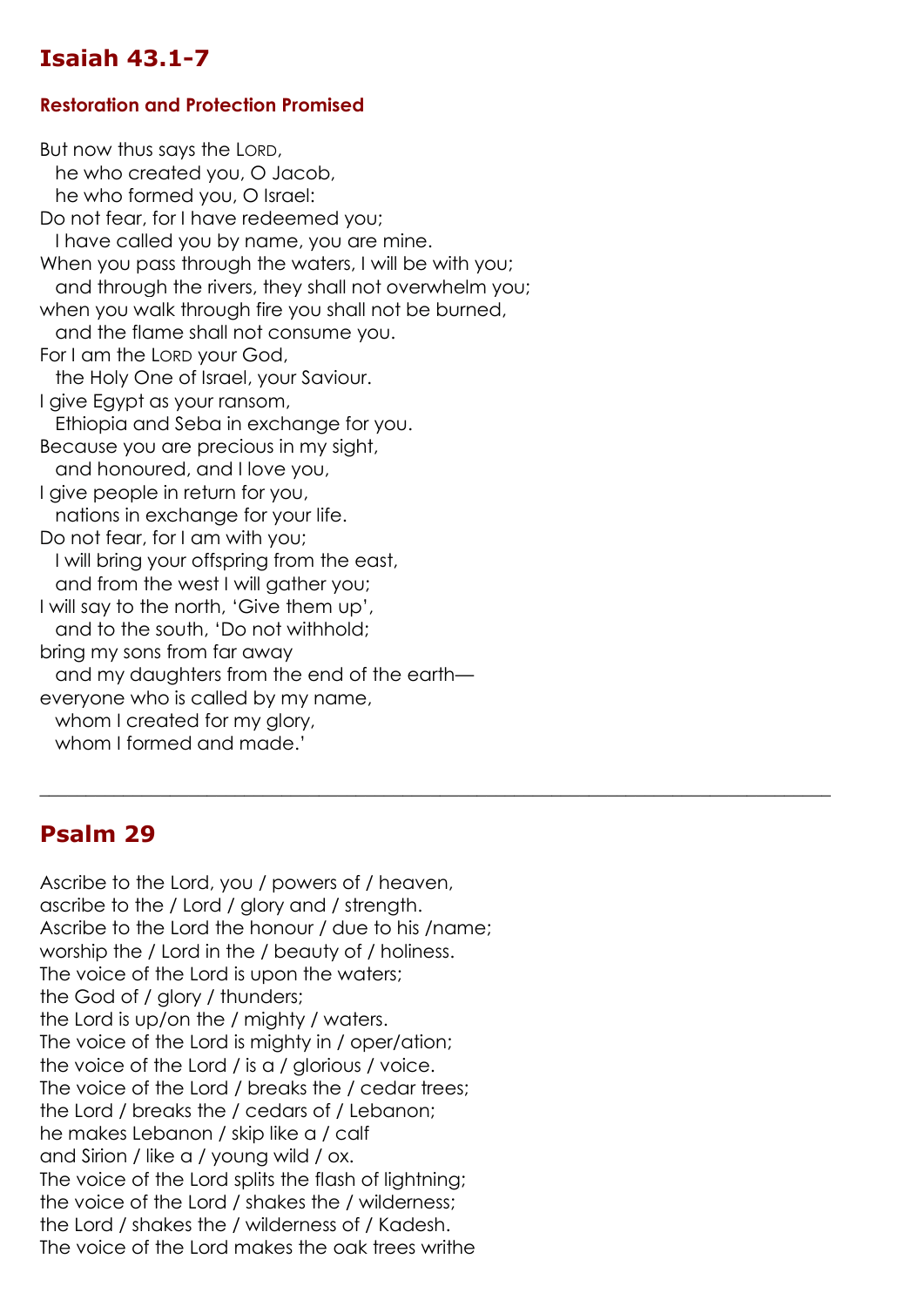## Isaiah 43.1-7

### Restoration and Protection Promised

But now thus says the LORD,
  he who created you, O Jacob,
  he who formed you, O Israel:
Do not fear, for I have redeemed you;
  I have called you by name, you are mine.
When you pass through the waters, I will be with you;
  and through the rivers, they shall not overwhelm you;
when you walk through fire you shall not be burned,
  and the flame shall not consume you.
For I am the LORD your God,
  the Holy One of Israel, your Saviour.
I give Egypt as your ransom,
  Ethiopia and Seba in exchange for you.
Because you are precious in my sight,
  and honoured, and I love you,
I give people in return for you,
  nations in exchange for your life.
Do not fear, for I am with you;
  I will bring your offspring from the east,
  and from the west I will gather you;
I will say to the north, 'Give them up',
  and to the south, 'Do not withhold;
bring my sons from far away
  and my daughters from the end of the earth—
everyone who is called by my name,
  whom I created for my glory,
  whom I formed and made.'

---

## Psalm 29

Ascribe to the Lord, you / powers of / heaven,
ascribe to the / Lord / glory and / strength.
Ascribe to the Lord the honour / due to his /name;
worship the / Lord in the / beauty of / holiness.
The voice of the Lord is upon the waters;
the God of / glory / thunders;
the Lord is up/on the / mighty / waters.
The voice of the Lord is mighty in / oper/ation;
the voice of the Lord / is a / glorious / voice.
The voice of the Lord / breaks the / cedar trees;
the Lord / breaks the / cedars of / Lebanon;
he makes Lebanon / skip like a / calf
and Sirion / like a / young wild / ox.
The voice of the Lord splits the flash of lightning;
the voice of the Lord / shakes the / wilderness;
the Lord / shakes the / wilderness of / Kadesh.
The voice of the Lord makes the oak trees writhe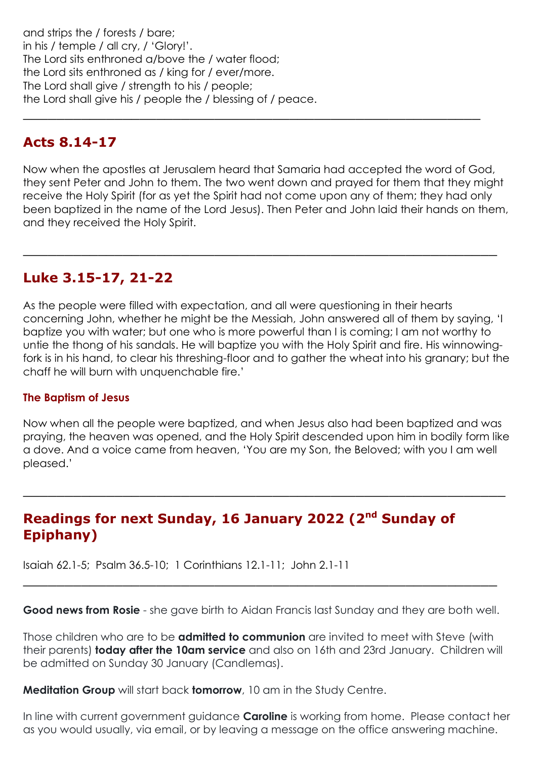and strips the / forests / bare;
in his / temple / all cry, / 'Glory!'.
The Lord sits enthroned a/bove the / water flood;
the Lord sits enthroned as / king for / ever/more.
The Lord shall give / strength to his / people;
the Lord shall give his / people the / blessing of / peace.

---

## Acts 8.14-17

Now when the apostles at Jerusalem heard that Samaria had accepted the word of God, they sent Peter and John to them. The two went down and prayed for them that they might receive the Holy Spirit (for as yet the Spirit had not come upon any of them; they had only been baptized in the name of the Lord Jesus). Then Peter and John laid their hands on them, and they received the Holy Spirit.

---

## Luke 3.15-17, 21-22

As the people were filled with expectation, and all were questioning in their hearts concerning John, whether he might be the Messiah, John answered all of them by saying, 'I baptize you with water; but one who is more powerful than I is coming; I am not worthy to untie the thong of his sandals. He will baptize you with the Holy Spirit and fire. His winnowing-fork is in his hand, to clear his threshing-floor and to gather the wheat into his granary; but the chaff he will burn with unquenchable fire.'

### The Baptism of Jesus

Now when all the people were baptized, and when Jesus also had been baptized and was praying, the heaven was opened, and the Holy Spirit descended upon him in bodily form like a dove. And a voice came from heaven, 'You are my Son, the Beloved; with you I am well pleased.'

---

## Readings for next Sunday, 16 January 2022 (2nd Sunday of Epiphany)

Isaiah 62.1-5; Psalm 36.5-10; 1 Corinthians 12.1-11; John 2.1-11

---

**Good news from Rosie** - she gave birth to Aidan Francis last Sunday and they are both well.

Those children who are to be **admitted to communion** are invited to meet with Steve (with their parents) **today after the 10am service** and also on 16th and 23rd January. Children will be admitted on Sunday 30 January (Candlemas).

**Meditation Group** will start back **tomorrow**, 10 am in the Study Centre.

In line with current government guidance **Caroline** is working from home. Please contact her as you would usually, via email, or by leaving a message on the office answering machine.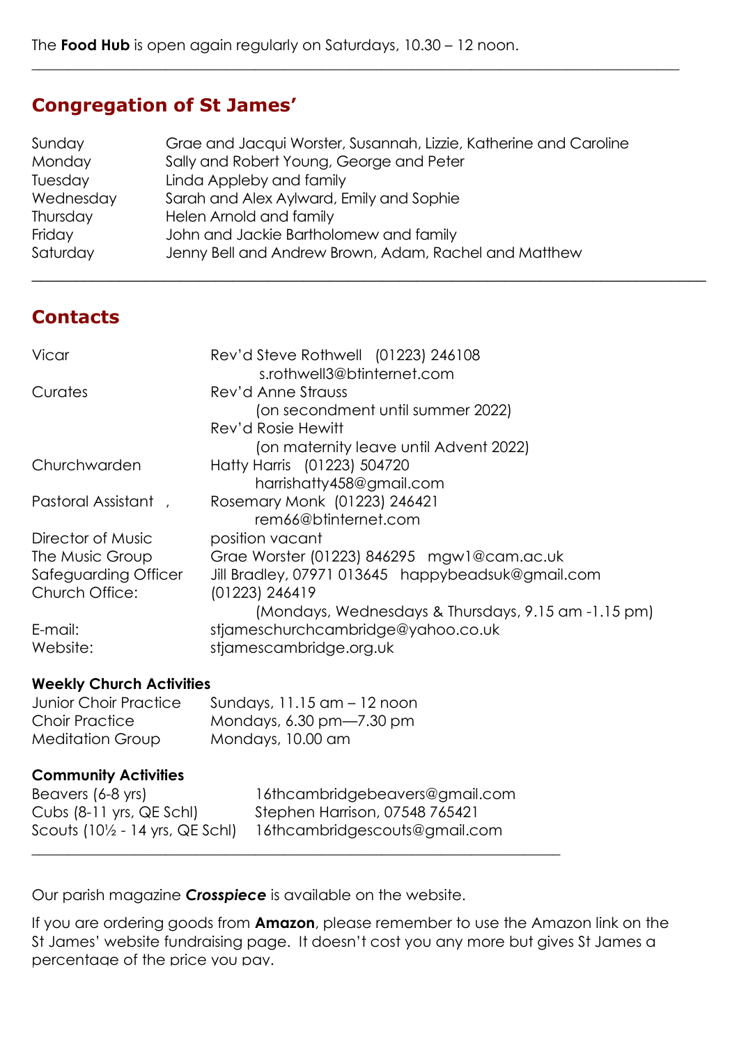The **Food Hub** is open again regularly on Saturdays, 10.30 – 12 noon.

---

## Congregation of St James'

| | |
|---|---|
| Sunday | Grae and Jacqui Worster, Susannah, Lizzie, Katherine and Caroline |
| Monday | Sally and Robert Young, George and Peter |
| Tuesday | Linda Appleby and family |
| Wednesday | Sarah and Alex Aylward, Emily and Sophie |
| Thursday | Helen Arnold and family |
| Friday | John and Jackie Bartholomew and family |
| Saturday | Jenny Bell and Andrew Brown, Adam, Rachel and Matthew |

---

## Contacts

| | |
|---|---|
| Vicar | Rev'd Steve Rothwell (01223) 246108<br>s.rothwell3@btinternet.com |
| Curates | Rev'd Anne Strauss<br>(on secondment until summer 2022)<br>Rev'd Rosie Hewitt<br>(on maternity leave until Advent 2022) |
| Churchwarden | Hatty Harris (01223) 504720<br>harrishatty458@gmail.com |
| Pastoral Assistant , | Rosemary Monk (01223) 246421<br>rem66@btinternet.com |
| Director of Music | position vacant |
| The Music Group | Grae Worster (01223) 846295 mgw1@cam.ac.uk |
| Safeguarding Officer | Jill Bradley, 07971 013645 happybeadsuk@gmail.com |
| Church Office: | (01223) 246419<br>(Mondays, Wednesdays & Thursdays, 9.15 am -1.15 pm) |
| E-mail: | stjameschurchcambridge@yahoo.co.uk |
| Website: | stjamescambridge.org.uk |

### Weekly Church Activities

| | |
|---|---|
| Junior Choir Practice | Sundays, 11.15 am – 12 noon |
| Choir Practice | Mondays, 6.30 pm—7.30 pm |
| Meditation Group | Mondays, 10.00 am |

### Community Activities

| | |
|---|---|
| Beavers (6-8 yrs) | 16thcambridgebeavers@gmail.com |
| Cubs (8-11 yrs, QE Schl) | Stephen Harrison, 07548 765421 |
| Scouts (10½ - 14 yrs, QE Schl) | 16thcambridgescouts@gmail.com |

---

Our parish magazine ***Crosspiece*** is available on the website.

If you are ordering goods from **Amazon**, please remember to use the Amazon link on the St James' website fundraising page. It doesn't cost you any more but gives St James a percentage of the price you pay.